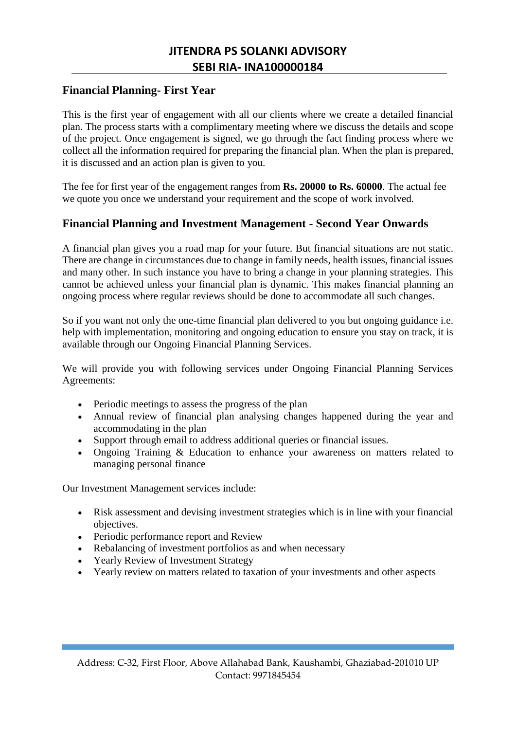# JITENDRA PS SOLANKI ADVISORY
# SEBI RIA- INA100000184

## Financial Planning- First Year

This is the first year of engagement with all our clients where we create a detailed financial plan. The process starts with a complimentary meeting where we discuss the details and scope of the project. Once engagement is signed, we go through the fact finding process where we collect all the information required for preparing the financial plan. When the plan is prepared, it is discussed and an action plan is given to you.

The fee for first year of the engagement ranges from **Rs. 20000 to Rs. 60000**. The actual fee we quote you once we understand your requirement and the scope of work involved.

## Financial Planning and Investment Management - Second Year Onwards

A financial plan gives you a road map for your future. But financial situations are not static. There are change in circumstances due to change in family needs, health issues, financial issues and many other. In such instance you have to bring a change in your planning strategies. This cannot be achieved unless your financial plan is dynamic. This makes financial planning an ongoing process where regular reviews should be done to accommodate all such changes.

So if you want not only the one-time financial plan delivered to you but ongoing guidance i.e. help with implementation, monitoring and ongoing education to ensure you stay on track, it is available through our Ongoing Financial Planning Services.

We will provide you with following services under Ongoing Financial Planning Services Agreements:

- Periodic meetings to assess the progress of the plan
- Annual review of financial plan analysing changes happened during the year and accommodating in the plan
- Support through email to address additional queries or financial issues.
- Ongoing Training & Education to enhance your awareness on matters related to managing personal finance

Our Investment Management services include:

- Risk assessment and devising investment strategies which is in line with your financial objectives.
- Periodic performance report and Review
- Rebalancing of investment portfolios as and when necessary
- Yearly Review of Investment Strategy
- Yearly review on matters related to taxation of your investments and other aspects

Address: C-32, First Floor, Above Allahabad Bank, Kaushambi, Ghaziabad-201010 UP
Contact: 9971845454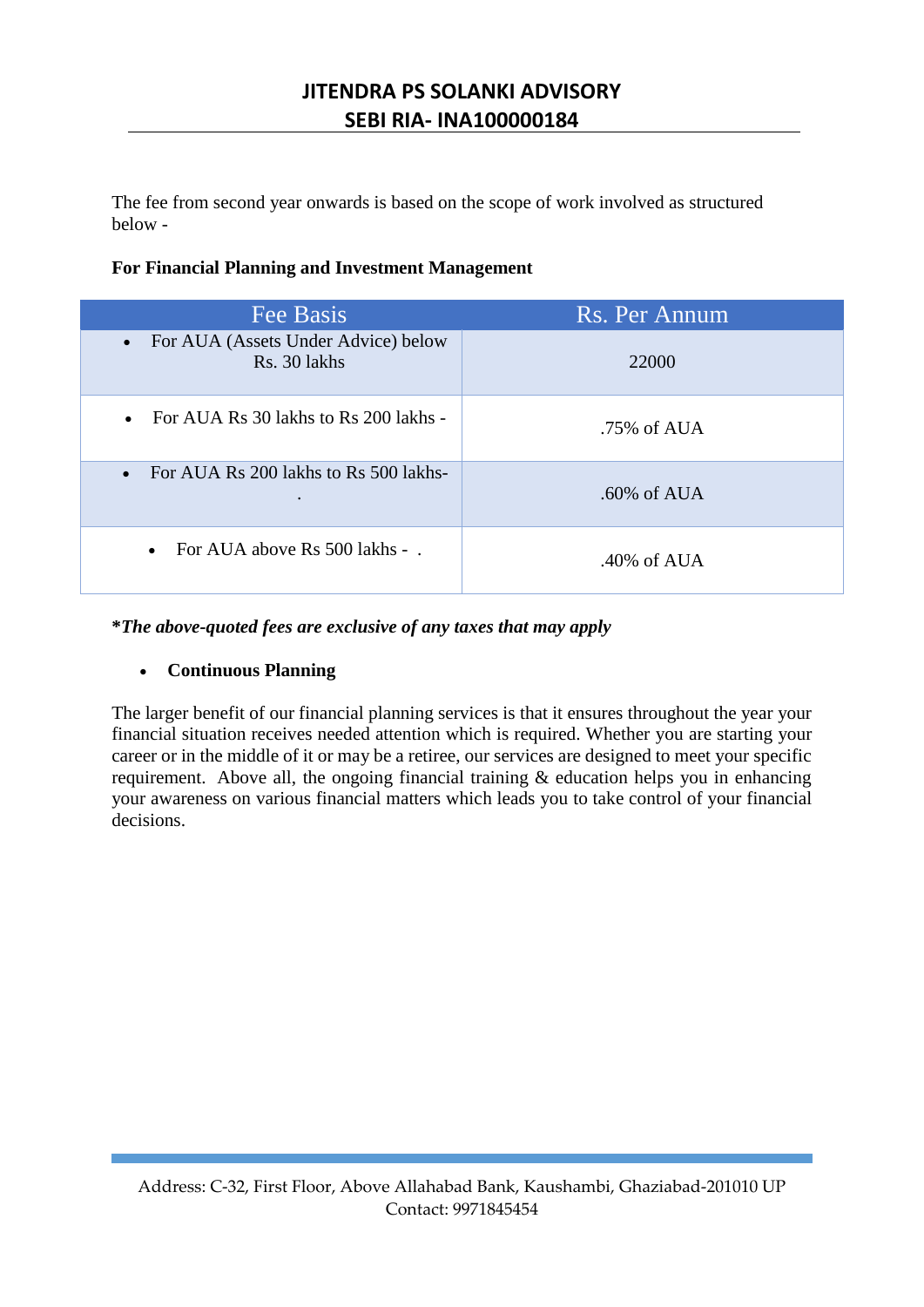The fee from second year onwards is based on the scope of work involved as structured below -

**For Financial Planning and Investment Management**

| Fee Basis | Rs. Per Annum |
|---|---|
| For AUA (Assets Under Advice) below Rs. 30 lakhs | 22000 |
| For AUA Rs 30 lakhs to Rs 200 lakhs - | .75% of AUA |
| For AUA Rs 200 lakhs to Rs 500 lakhs- . | .60% of AUA |
| For AUA above Rs 500 lakhs - . | .40% of AUA |

****The above-quoted fees are exclusive of any taxes that may apply***

- **Continuous Planning**

The larger benefit of our financial planning services is that it ensures throughout the year your financial situation receives needed attention which is required. Whether you are starting your career or in the middle of it or may be a retiree, our services are designed to meet your specific requirement. Above all, the ongoing financial training & education helps you in enhancing your awareness on various financial matters which leads you to take control of your financial decisions.